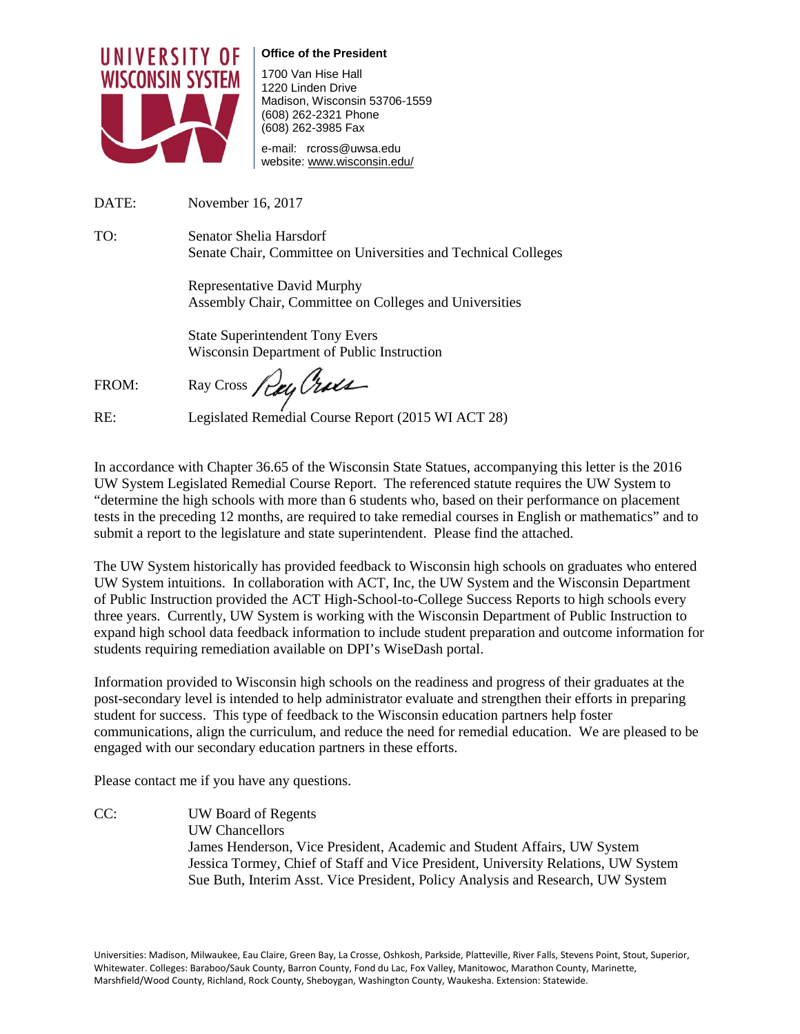**UNIVERSITY OF WISCONSIN SYSTEM**

**Office of the President**

1700 Van Hise Hall
1220 Linden Drive
Madison, Wisconsin 53706-1559
(608) 262-2321 Phone
(608) 262-3985 Fax

e-mail: rcross@uwsa.edu
website: www.wisconsin.edu/

DATE: November 16, 2017

TO: Senator Shelia Harsdorf
Senate Chair, Committee on Universities and Technical Colleges

Representative David Murphy
Assembly Chair, Committee on Colleges and Universities

State Superintendent Tony Evers
Wisconsin Department of Public Instruction

FROM: Ray Cross

RE: Legislated Remedial Course Report (2015 WI ACT 28)

In accordance with Chapter 36.65 of the Wisconsin State Statues, accompanying this letter is the 2016 UW System Legislated Remedial Course Report. The referenced statute requires the UW System to "determine the high schools with more than 6 students who, based on their performance on placement tests in the preceding 12 months, are required to take remedial courses in English or mathematics" and to submit a report to the legislature and state superintendent. Please find the attached.

The UW System historically has provided feedback to Wisconsin high schools on graduates who entered UW System intuitions. In collaboration with ACT, Inc, the UW System and the Wisconsin Department of Public Instruction provided the ACT High-School-to-College Success Reports to high schools every three years. Currently, UW System is working with the Wisconsin Department of Public Instruction to expand high school data feedback information to include student preparation and outcome information for students requiring remediation available on DPI's WiseDash portal.

Information provided to Wisconsin high schools on the readiness and progress of their graduates at the post-secondary level is intended to help administrator evaluate and strengthen their efforts in preparing student for success. This type of feedback to the Wisconsin education partners help foster communications, align the curriculum, and reduce the need for remedial education. We are pleased to be engaged with our secondary education partners in these efforts.

Please contact me if you have any questions.

CC: UW Board of Regents
UW Chancellors
James Henderson, Vice President, Academic and Student Affairs, UW System
Jessica Tormey, Chief of Staff and Vice President, University Relations, UW System
Sue Buth, Interim Asst. Vice President, Policy Analysis and Research, UW System

Universities: Madison, Milwaukee, Eau Claire, Green Bay, La Crosse, Oshkosh, Parkside, Platteville, River Falls, Stevens Point, Stout, Superior, Whitewater. Colleges: Baraboo/Sauk County, Barron County, Fond du Lac, Fox Valley, Manitowoc, Marathon County, Marinette, Marshfield/Wood County, Richland, Rock County, Sheboygan, Washington County, Waukesha. Extension: Statewide.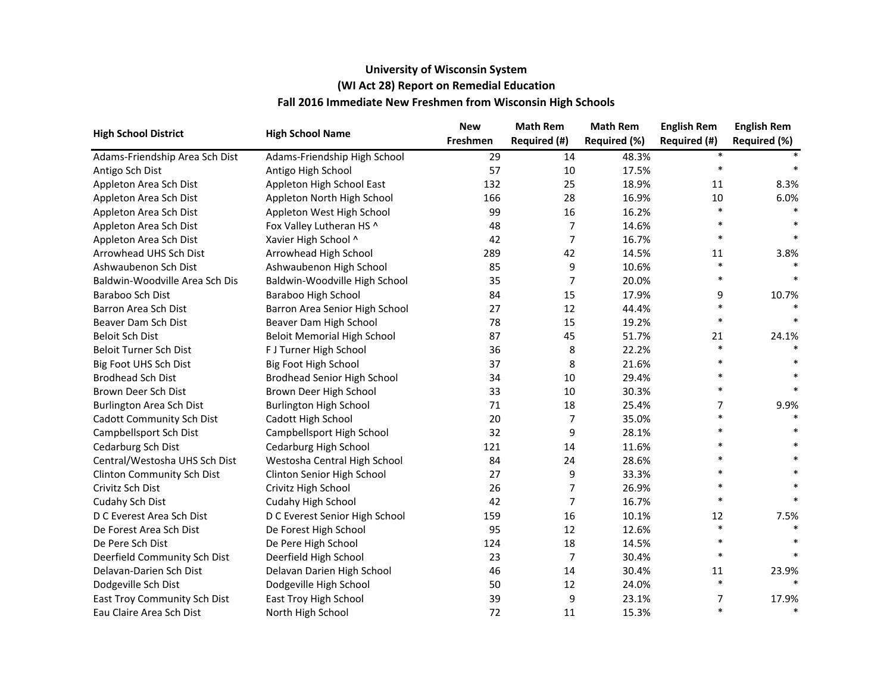**University of Wisconsin System**
**(WI Act 28) Report on Remedial Education**
**Fall 2016 Immediate New Freshmen from Wisconsin High Schools**

| High School District | High School Name | New Freshmen | Math Rem Required (#) | Math Rem Required (%) | English Rem Required (#) | English Rem Required (%) |
|---|---|---|---|---|---|---|
| Adams-Friendship Area Sch Dist | Adams-Friendship High School | 29 | 14 | 48.3% | * | * |
| Antigo Sch Dist | Antigo High School | 57 | 10 | 17.5% | * | * |
| Appleton Area Sch Dist | Appleton High School East | 132 | 25 | 18.9% | 11 | 8.3% |
| Appleton Area Sch Dist | Appleton North High School | 166 | 28 | 16.9% | 10 | 6.0% |
| Appleton Area Sch Dist | Appleton West High School | 99 | 16 | 16.2% | * | * |
| Appleton Area Sch Dist | Fox Valley Lutheran HS ^ | 48 | 7 | 14.6% | * | * |
| Appleton Area Sch Dist | Xavier High School ^ | 42 | 7 | 16.7% | * | * |
| Arrowhead UHS Sch Dist | Arrowhead High School | 289 | 42 | 14.5% | 11 | 3.8% |
| Ashwaubenon Sch Dist | Ashwaubenon High School | 85 | 9 | 10.6% | * | * |
| Baldwin-Woodville Area Sch Dis | Baldwin-Woodville High School | 35 | 7 | 20.0% | * | * |
| Baraboo Sch Dist | Baraboo High School | 84 | 15 | 17.9% | 9 | 10.7% |
| Barron Area Sch Dist | Barron Area Senior High School | 27 | 12 | 44.4% | * | * |
| Beaver Dam Sch Dist | Beaver Dam High School | 78 | 15 | 19.2% | * | * |
| Beloit Sch Dist | Beloit Memorial High School | 87 | 45 | 51.7% | 21 | 24.1% |
| Beloit Turner Sch Dist | F J Turner High School | 36 | 8 | 22.2% | * | * |
| Big Foot UHS Sch Dist | Big Foot High School | 37 | 8 | 21.6% | * | * |
| Brodhead Sch Dist | Brodhead Senior High School | 34 | 10 | 29.4% | * | * |
| Brown Deer Sch Dist | Brown Deer High School | 33 | 10 | 30.3% | * | * |
| Burlington Area Sch Dist | Burlington High School | 71 | 18 | 25.4% | 7 | 9.9% |
| Cadott Community Sch Dist | Cadott High School | 20 | 7 | 35.0% | * | * |
| Campbellsport Sch Dist | Campbellsport High School | 32 | 9 | 28.1% | * | * |
| Cedarburg Sch Dist | Cedarburg High School | 121 | 14 | 11.6% | * | * |
| Central/Westosha UHS Sch Dist | Westosha Central High School | 84 | 24 | 28.6% | * | * |
| Clinton Community Sch Dist | Clinton Senior High School | 27 | 9 | 33.3% | * | * |
| Crivitz Sch Dist | Crivitz High School | 26 | 7 | 26.9% | * | * |
| Cudahy Sch Dist | Cudahy High School | 42 | 7 | 16.7% | * | * |
| D C Everest Area Sch Dist | D C Everest Senior High School | 159 | 16 | 10.1% | 12 | 7.5% |
| De Forest Area Sch Dist | De Forest High School | 95 | 12 | 12.6% | * | * |
| De Pere Sch Dist | De Pere High School | 124 | 18 | 14.5% | * | * |
| Deerfield Community Sch Dist | Deerfield High School | 23 | 7 | 30.4% | * | * |
| Delavan-Darien Sch Dist | Delavan Darien High School | 46 | 14 | 30.4% | 11 | 23.9% |
| Dodgeville Sch Dist | Dodgeville High School | 50 | 12 | 24.0% | * | * |
| East Troy Community Sch Dist | East Troy High School | 39 | 9 | 23.1% | 7 | 17.9% |
| Eau Claire Area Sch Dist | North High School | 72 | 11 | 15.3% | * | * |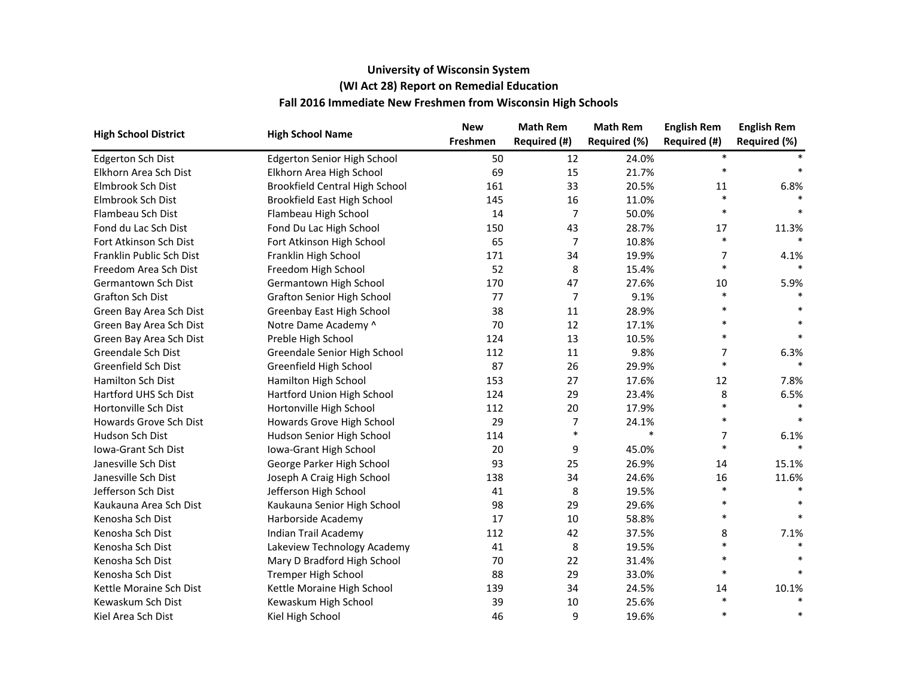## University of Wisconsin System
## (WI Act 28) Report on Remedial Education
## Fall 2016 Immediate New Freshmen from Wisconsin High Schools

| High School District | High School Name | New Freshmen | Math Rem Required (#) | Math Rem Required (%) | English Rem Required (#) | English Rem Required (%) |
|---|---|---|---|---|---|---|
| Edgerton Sch Dist | Edgerton Senior High School | 50 | 12 | 24.0% | * | * |
| Elkhorn Area Sch Dist | Elkhorn Area High School | 69 | 15 | 21.7% | * | * |
| Elmbrook Sch Dist | Brookfield Central High School | 161 | 33 | 20.5% | 11 | 6.8% |
| Elmbrook Sch Dist | Brookfield East High School | 145 | 16 | 11.0% | * | * |
| Flambeau Sch Dist | Flambeau High School | 14 | 7 | 50.0% | * | * |
| Fond du Lac Sch Dist | Fond Du Lac High School | 150 | 43 | 28.7% | 17 | 11.3% |
| Fort Atkinson Sch Dist | Fort Atkinson High School | 65 | 7 | 10.8% | * | * |
| Franklin Public Sch Dist | Franklin High School | 171 | 34 | 19.9% | 7 | 4.1% |
| Freedom Area Sch Dist | Freedom High School | 52 | 8 | 15.4% | * | * |
| Germantown Sch Dist | Germantown High School | 170 | 47 | 27.6% | 10 | 5.9% |
| Grafton Sch Dist | Grafton Senior High School | 77 | 7 | 9.1% | * | * |
| Green Bay Area Sch Dist | Greenbay East High School | 38 | 11 | 28.9% | * | * |
| Green Bay Area Sch Dist | Notre Dame Academy ^ | 70 | 12 | 17.1% | * | * |
| Green Bay Area Sch Dist | Preble High School | 124 | 13 | 10.5% | * | * |
| Greendale Sch Dist | Greendale Senior High School | 112 | 11 | 9.8% | 7 | 6.3% |
| Greenfield Sch Dist | Greenfield High School | 87 | 26 | 29.9% | * | * |
| Hamilton Sch Dist | Hamilton High School | 153 | 27 | 17.6% | 12 | 7.8% |
| Hartford UHS Sch Dist | Hartford Union High School | 124 | 29 | 23.4% | 8 | 6.5% |
| Hortonville Sch Dist | Hortonville High School | 112 | 20 | 17.9% | * | * |
| Howards Grove Sch Dist | Howards Grove High School | 29 | 7 | 24.1% | * | * |
| Hudson Sch Dist | Hudson Senior High School | 114 | * | * | 7 | 6.1% |
| Iowa-Grant Sch Dist | Iowa-Grant High School | 20 | 9 | 45.0% | * | * |
| Janesville Sch Dist | George Parker High School | 93 | 25 | 26.9% | 14 | 15.1% |
| Janesville Sch Dist | Joseph A Craig High School | 138 | 34 | 24.6% | 16 | 11.6% |
| Jefferson Sch Dist | Jefferson High School | 41 | 8 | 19.5% | * | * |
| Kaukauna Area Sch Dist | Kaukauna Senior High School | 98 | 29 | 29.6% | * | * |
| Kenosha Sch Dist | Harborside Academy | 17 | 10 | 58.8% | * | * |
| Kenosha Sch Dist | Indian Trail Academy | 112 | 42 | 37.5% | 8 | 7.1% |
| Kenosha Sch Dist | Lakeview Technology Academy | 41 | 8 | 19.5% | * | * |
| Kenosha Sch Dist | Mary D Bradford High School | 70 | 22 | 31.4% | * | * |
| Kenosha Sch Dist | Tremper High School | 88 | 29 | 33.0% | * | * |
| Kettle Moraine Sch Dist | Kettle Moraine High School | 139 | 34 | 24.5% | 14 | 10.1% |
| Kewaskum Sch Dist | Kewaskum High School | 39 | 10 | 25.6% | * | * |
| Kiel Area Sch Dist | Kiel High School | 46 | 9 | 19.6% | * | * |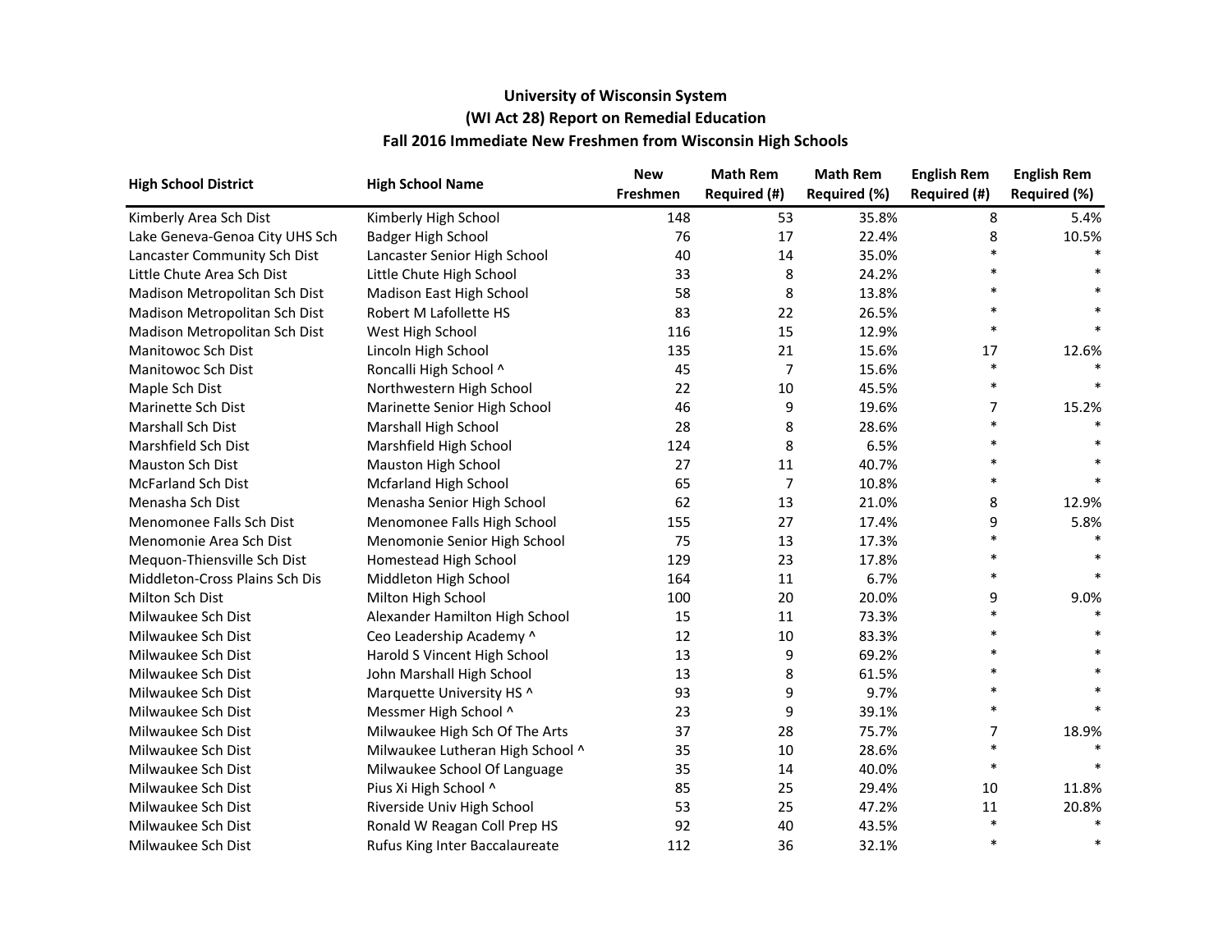**University of Wisconsin System**
**(WI Act 28) Report on Remedial Education**
**Fall 2016 Immediate New Freshmen from Wisconsin High Schools**

| High School District | High School Name | New Freshmen | Math Rem Required (#) | Math Rem Required (%) | English Rem Required (#) | English Rem Required (%) |
|---|---|---|---|---|---|---|
| Kimberly Area Sch Dist | Kimberly High School | 148 | 53 | 35.8% | 8 | 5.4% |
| Lake Geneva-Genoa City UHS Sch | Badger High School | 76 | 17 | 22.4% | 8 | 10.5% |
| Lancaster Community Sch Dist | Lancaster Senior High School | 40 | 14 | 35.0% | * | * |
| Little Chute Area Sch Dist | Little Chute High School | 33 | 8 | 24.2% | * | * |
| Madison Metropolitan Sch Dist | Madison East High School | 58 | 8 | 13.8% | * | * |
| Madison Metropolitan Sch Dist | Robert M Lafollette HS | 83 | 22 | 26.5% | * | * |
| Madison Metropolitan Sch Dist | West High School | 116 | 15 | 12.9% | * | * |
| Manitowoc Sch Dist | Lincoln High School | 135 | 21 | 15.6% | 17 | 12.6% |
| Manitowoc Sch Dist | Roncalli High School ^ | 45 | 7 | 15.6% | * | * |
| Maple Sch Dist | Northwestern High School | 22 | 10 | 45.5% | * | * |
| Marinette Sch Dist | Marinette Senior High School | 46 | 9 | 19.6% | 7 | 15.2% |
| Marshall Sch Dist | Marshall High School | 28 | 8 | 28.6% | * | * |
| Marshfield Sch Dist | Marshfield High School | 124 | 8 | 6.5% | * | * |
| Mauston Sch Dist | Mauston High School | 27 | 11 | 40.7% | * | * |
| McFarland Sch Dist | Mcfarland High School | 65 | 7 | 10.8% | * | * |
| Menasha Sch Dist | Menasha Senior High School | 62 | 13 | 21.0% | 8 | 12.9% |
| Menomonee Falls Sch Dist | Menomonee Falls High School | 155 | 27 | 17.4% | 9 | 5.8% |
| Menomonie Area Sch Dist | Menomonie Senior High School | 75 | 13 | 17.3% | * | * |
| Mequon-Thiensville Sch Dist | Homestead High School | 129 | 23 | 17.8% | * | * |
| Middleton-Cross Plains Sch Dis | Middleton High School | 164 | 11 | 6.7% | * | * |
| Milton Sch Dist | Milton High School | 100 | 20 | 20.0% | 9 | 9.0% |
| Milwaukee Sch Dist | Alexander Hamilton High School | 15 | 11 | 73.3% | * | * |
| Milwaukee Sch Dist | Ceo Leadership Academy ^ | 12 | 10 | 83.3% | * | * |
| Milwaukee Sch Dist | Harold S Vincent High School | 13 | 9 | 69.2% | * | * |
| Milwaukee Sch Dist | John Marshall High School | 13 | 8 | 61.5% | * | * |
| Milwaukee Sch Dist | Marquette University HS ^ | 93 | 9 | 9.7% | * | * |
| Milwaukee Sch Dist | Messmer High School ^ | 23 | 9 | 39.1% | * | * |
| Milwaukee Sch Dist | Milwaukee High Sch Of The Arts | 37 | 28 | 75.7% | 7 | 18.9% |
| Milwaukee Sch Dist | Milwaukee Lutheran High School ^ | 35 | 10 | 28.6% | * | * |
| Milwaukee Sch Dist | Milwaukee School Of Language | 35 | 14 | 40.0% | * | * |
| Milwaukee Sch Dist | Pius Xi High School ^ | 85 | 25 | 29.4% | 10 | 11.8% |
| Milwaukee Sch Dist | Riverside Univ High School | 53 | 25 | 47.2% | 11 | 20.8% |
| Milwaukee Sch Dist | Ronald W Reagan Coll Prep HS | 92 | 40 | 43.5% | * | * |
| Milwaukee Sch Dist | Rufus King Inter Baccalaureate | 112 | 36 | 32.1% | * | * |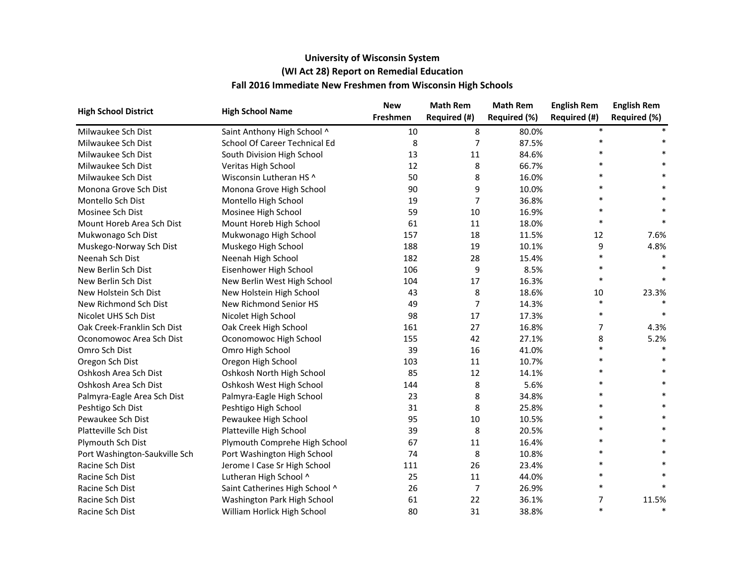**University of Wisconsin System**
**(WI Act 28) Report on Remedial Education**
**Fall 2016 Immediate New Freshmen from Wisconsin High Schools**

| High School District | High School Name | New Freshmen | Math Rem Required (#) | Math Rem Required (%) | English Rem Required (#) | English Rem Required (%) |
|---|---|---|---|---|---|---|
| Milwaukee Sch Dist | Saint Anthony High School ^ | 10 | 8 | 80.0% | * | * |
| Milwaukee Sch Dist | School Of Career Technical Ed | 8 | 7 | 87.5% | * | * |
| Milwaukee Sch Dist | South Division High School | 13 | 11 | 84.6% | * | * |
| Milwaukee Sch Dist | Veritas High School | 12 | 8 | 66.7% | * | * |
| Milwaukee Sch Dist | Wisconsin Lutheran HS ^ | 50 | 8 | 16.0% | * | * |
| Monona Grove Sch Dist | Monona Grove High School | 90 | 9 | 10.0% | * | * |
| Montello Sch Dist | Montello High School | 19 | 7 | 36.8% | * | * |
| Mosinee Sch Dist | Mosinee High School | 59 | 10 | 16.9% | * | * |
| Mount Horeb Area Sch Dist | Mount Horeb High School | 61 | 11 | 18.0% | * | * |
| Mukwonago Sch Dist | Mukwonago High School | 157 | 18 | 11.5% | 12 | 7.6% |
| Muskego-Norway Sch Dist | Muskego High School | 188 | 19 | 10.1% | 9 | 4.8% |
| Neenah Sch Dist | Neenah High School | 182 | 28 | 15.4% | * | * |
| New Berlin Sch Dist | Eisenhower High School | 106 | 9 | 8.5% | * | * |
| New Berlin Sch Dist | New Berlin West High School | 104 | 17 | 16.3% | * | * |
| New Holstein Sch Dist | New Holstein High School | 43 | 8 | 18.6% | 10 | 23.3% |
| New Richmond Sch Dist | New Richmond Senior HS | 49 | 7 | 14.3% | * | * |
| Nicolet UHS Sch Dist | Nicolet High School | 98 | 17 | 17.3% | * | * |
| Oak Creek-Franklin Sch Dist | Oak Creek High School | 161 | 27 | 16.8% | 7 | 4.3% |
| Oconomowoc Area Sch Dist | Oconomowoc High School | 155 | 42 | 27.1% | 8 | 5.2% |
| Omro Sch Dist | Omro High School | 39 | 16 | 41.0% | * | * |
| Oregon Sch Dist | Oregon High School | 103 | 11 | 10.7% | * | * |
| Oshkosh Area Sch Dist | Oshkosh North High School | 85 | 12 | 14.1% | * | * |
| Oshkosh Area Sch Dist | Oshkosh West High School | 144 | 8 | 5.6% | * | * |
| Palmyra-Eagle Area Sch Dist | Palmyra-Eagle High School | 23 | 8 | 34.8% | * | * |
| Peshtigo Sch Dist | Peshtigo High School | 31 | 8 | 25.8% | * | * |
| Pewaukee Sch Dist | Pewaukee High School | 95 | 10 | 10.5% | * | * |
| Platteville Sch Dist | Platteville High School | 39 | 8 | 20.5% | * | * |
| Plymouth Sch Dist | Plymouth Comprehe High School | 67 | 11 | 16.4% | * | * |
| Port Washington-Saukville Sch | Port Washington High School | 74 | 8 | 10.8% | * | * |
| Racine Sch Dist | Jerome I Case Sr High School | 111 | 26 | 23.4% | * | * |
| Racine Sch Dist | Lutheran High School ^ | 25 | 11 | 44.0% | * | * |
| Racine Sch Dist | Saint Catherines High School ^ | 26 | 7 | 26.9% | * | * |
| Racine Sch Dist | Washington Park High School | 61 | 22 | 36.1% | 7 | 11.5% |
| Racine Sch Dist | William Horlick High School | 80 | 31 | 38.8% | * | * |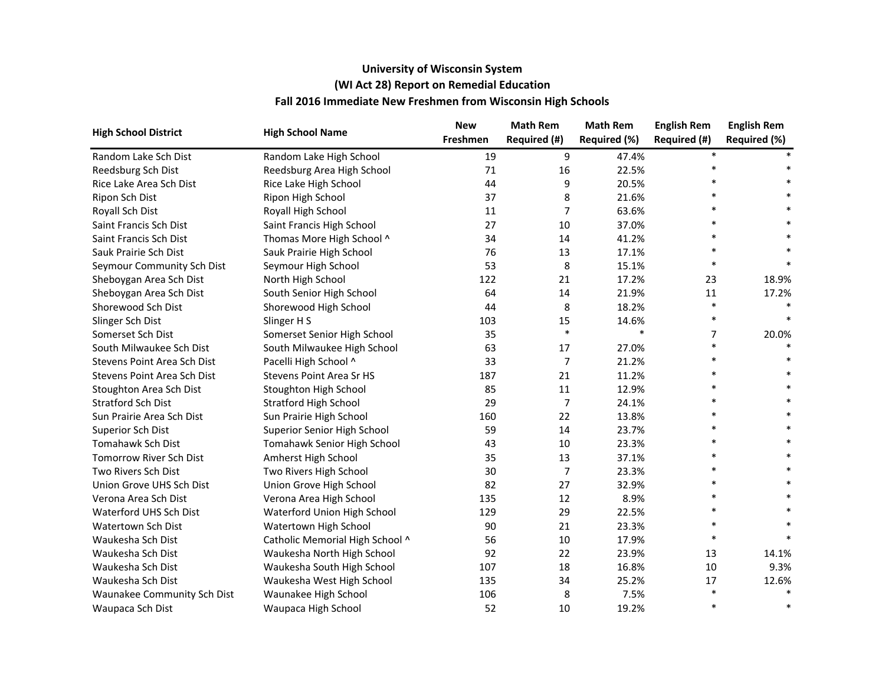**University of Wisconsin System**
**(WI Act 28) Report on Remedial Education**
**Fall 2016 Immediate New Freshmen from Wisconsin High Schools**

| High School District | High School Name | New Freshmen | Math Rem Required (#) | Math Rem Required (%) | English Rem Required (#) | English Rem Required (%) |
|---|---|---|---|---|---|---|
| Random Lake Sch Dist | Random Lake High School | 19 | 9 | 47.4% | * | * |
| Reedsburg Sch Dist | Reedsburg Area High School | 71 | 16 | 22.5% | * | * |
| Rice Lake Area Sch Dist | Rice Lake High School | 44 | 9 | 20.5% | * | * |
| Ripon Sch Dist | Ripon High School | 37 | 8 | 21.6% | * | * |
| Royall Sch Dist | Royall High School | 11 | 7 | 63.6% | * | * |
| Saint Francis Sch Dist | Saint Francis High School | 27 | 10 | 37.0% | * | * |
| Saint Francis Sch Dist | Thomas More High School ^ | 34 | 14 | 41.2% | * | * |
| Sauk Prairie Sch Dist | Sauk Prairie High School | 76 | 13 | 17.1% | * | * |
| Seymour Community Sch Dist | Seymour High School | 53 | 8 | 15.1% | * | * |
| Sheboygan Area Sch Dist | North High School | 122 | 21 | 17.2% | 23 | 18.9% |
| Sheboygan Area Sch Dist | South Senior High School | 64 | 14 | 21.9% | 11 | 17.2% |
| Shorewood Sch Dist | Shorewood High School | 44 | 8 | 18.2% | * | * |
| Slinger Sch Dist | Slinger H S | 103 | 15 | 14.6% | * | * |
| Somerset Sch Dist | Somerset Senior High School | 35 | * | * | 7 | 20.0% |
| South Milwaukee Sch Dist | South Milwaukee High School | 63 | 17 | 27.0% | * | * |
| Stevens Point Area Sch Dist | Pacelli High School ^ | 33 | 7 | 21.2% | * | * |
| Stevens Point Area Sch Dist | Stevens Point Area Sr HS | 187 | 21 | 11.2% | * | * |
| Stoughton Area Sch Dist | Stoughton High School | 85 | 11 | 12.9% | * | * |
| Stratford Sch Dist | Stratford High School | 29 | 7 | 24.1% | * | * |
| Sun Prairie Area Sch Dist | Sun Prairie High School | 160 | 22 | 13.8% | * | * |
| Superior Sch Dist | Superior Senior High School | 59 | 14 | 23.7% | * | * |
| Tomahawk Sch Dist | Tomahawk Senior High School | 43 | 10 | 23.3% | * | * |
| Tomorrow River Sch Dist | Amherst High School | 35 | 13 | 37.1% | * | * |
| Two Rivers Sch Dist | Two Rivers High School | 30 | 7 | 23.3% | * | * |
| Union Grove UHS Sch Dist | Union Grove High School | 82 | 27 | 32.9% | * | * |
| Verona Area Sch Dist | Verona Area High School | 135 | 12 | 8.9% | * | * |
| Waterford UHS Sch Dist | Waterford Union High School | 129 | 29 | 22.5% | * | * |
| Watertown Sch Dist | Watertown High School | 90 | 21 | 23.3% | * | * |
| Waukesha Sch Dist | Catholic Memorial High School ^ | 56 | 10 | 17.9% | * | * |
| Waukesha Sch Dist | Waukesha North High School | 92 | 22 | 23.9% | 13 | 14.1% |
| Waukesha Sch Dist | Waukesha South High School | 107 | 18 | 16.8% | 10 | 9.3% |
| Waukesha Sch Dist | Waukesha West High School | 135 | 34 | 25.2% | 17 | 12.6% |
| Waunakee Community Sch Dist | Waunakee High School | 106 | 8 | 7.5% | * | * |
| Waupaca Sch Dist | Waupaca High School | 52 | 10 | 19.2% | * | * |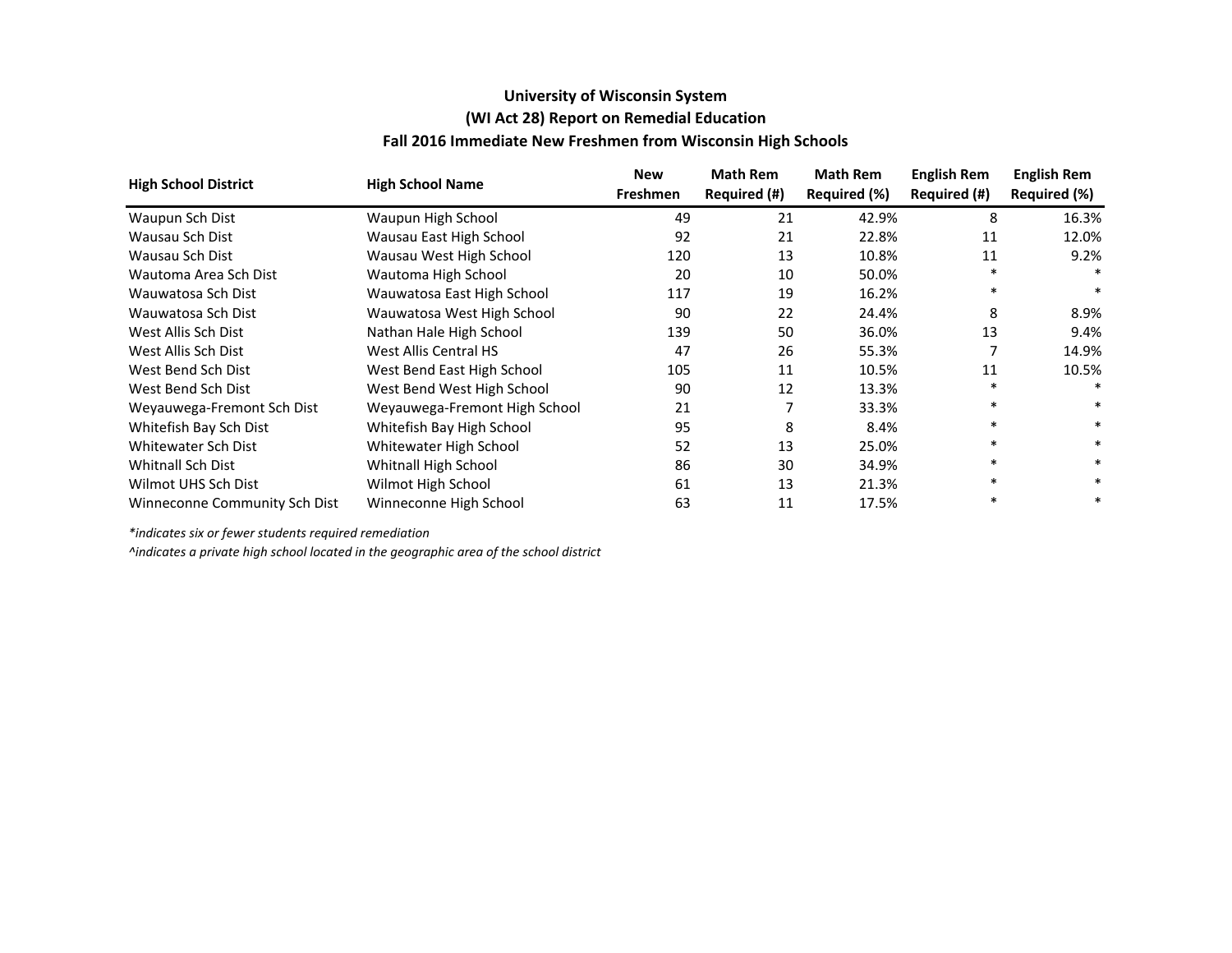**University of Wisconsin System**
**(WI Act 28) Report on Remedial Education**
**Fall 2016 Immediate New Freshmen from Wisconsin High Schools**

| High School District | High School Name | New Freshmen | Math Rem Required (#) | Math Rem Required (%) | English Rem Required (#) | English Rem Required (%) |
|---|---|---|---|---|---|---|
| Waupun Sch Dist | Waupun High School | 49 | 21 | 42.9% | 8 | 16.3% |
| Wausau Sch Dist | Wausau East High School | 92 | 21 | 22.8% | 11 | 12.0% |
| Wausau Sch Dist | Wausau West High School | 120 | 13 | 10.8% | 11 | 9.2% |
| Wautoma Area Sch Dist | Wautoma High School | 20 | 10 | 50.0% | * | * |
| Wauwatosa Sch Dist | Wauwatosa East High School | 117 | 19 | 16.2% | * | * |
| Wauwatosa Sch Dist | Wauwatosa West High School | 90 | 22 | 24.4% | 8 | 8.9% |
| West Allis Sch Dist | Nathan Hale High School | 139 | 50 | 36.0% | 13 | 9.4% |
| West Allis Sch Dist | West Allis Central HS | 47 | 26 | 55.3% | 7 | 14.9% |
| West Bend Sch Dist | West Bend East High School | 105 | 11 | 10.5% | 11 | 10.5% |
| West Bend Sch Dist | West Bend West High School | 90 | 12 | 13.3% | * | * |
| Weyauwega-Fremont Sch Dist | Weyauwega-Fremont High School | 21 | 7 | 33.3% | * | * |
| Whitefish Bay Sch Dist | Whitefish Bay High School | 95 | 8 | 8.4% | * | * |
| Whitewater Sch Dist | Whitewater High School | 52 | 13 | 25.0% | * | * |
| Whitnall Sch Dist | Whitnall High School | 86 | 30 | 34.9% | * | * |
| Wilmot UHS Sch Dist | Wilmot High School | 61 | 13 | 21.3% | * | * |
| Winneconne Community Sch Dist | Winneconne High School | 63 | 11 | 17.5% | * | * |

*\*indicates six or fewer students required remediation*

*^indicates a private high school located in the geographic area of the school district*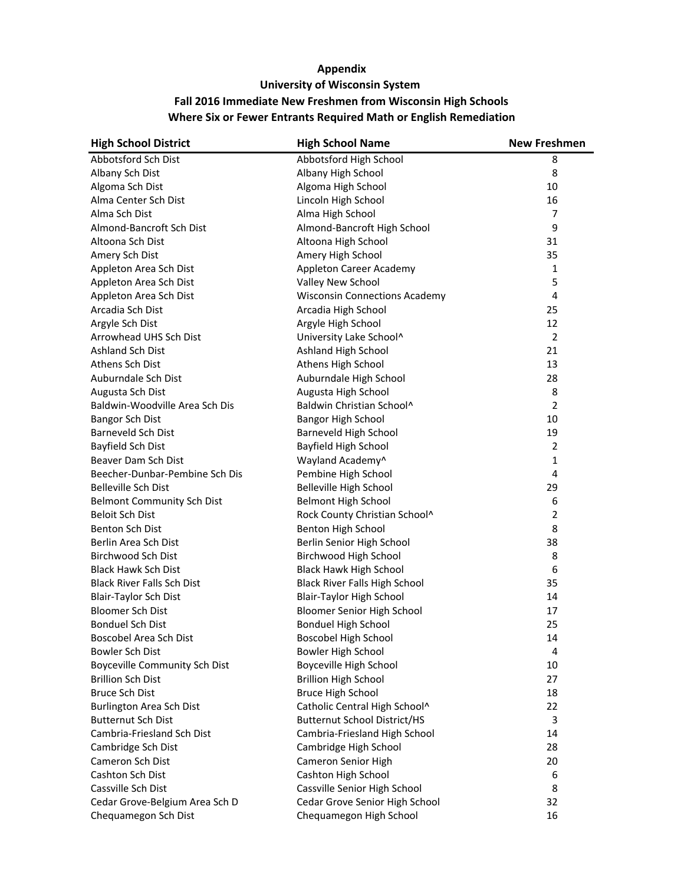**Appendix**

**University of Wisconsin System**

**Fall 2016 Immediate New Freshmen from Wisconsin High Schools**

**Where Six or Fewer Entrants Required Math or English Remediation**

| High School District | High School Name | New Freshmen |
|---|---|---|
| Abbotsford Sch Dist | Abbotsford High School | 8 |
| Albany Sch Dist | Albany High School | 8 |
| Algoma Sch Dist | Algoma High School | 10 |
| Alma Center Sch Dist | Lincoln High School | 16 |
| Alma Sch Dist | Alma High School | 7 |
| Almond-Bancroft Sch Dist | Almond-Bancroft High School | 9 |
| Altoona Sch Dist | Altoona High School | 31 |
| Amery Sch Dist | Amery High School | 35 |
| Appleton Area Sch Dist | Appleton Career Academy | 1 |
| Appleton Area Sch Dist | Valley New School | 5 |
| Appleton Area Sch Dist | Wisconsin Connections Academy | 4 |
| Arcadia Sch Dist | Arcadia High School | 25 |
| Argyle Sch Dist | Argyle High School | 12 |
| Arrowhead UHS Sch Dist | University Lake School^ | 2 |
| Ashland Sch Dist | Ashland High School | 21 |
| Athens Sch Dist | Athens High School | 13 |
| Auburndale Sch Dist | Auburndale High School | 28 |
| Augusta Sch Dist | Augusta High School | 8 |
| Baldwin-Woodville Area Sch Dis | Baldwin Christian School^ | 2 |
| Bangor Sch Dist | Bangor High School | 10 |
| Barneveld Sch Dist | Barneveld High School | 19 |
| Bayfield Sch Dist | Bayfield High School | 2 |
| Beaver Dam Sch Dist | Wayland Academy^ | 1 |
| Beecher-Dunbar-Pembine Sch Dis | Pembine High School | 4 |
| Belleville Sch Dist | Belleville High School | 29 |
| Belmont Community Sch Dist | Belmont High School | 6 |
| Beloit Sch Dist | Rock County Christian School^ | 2 |
| Benton Sch Dist | Benton High School | 8 |
| Berlin Area Sch Dist | Berlin Senior High School | 38 |
| Birchwood Sch Dist | Birchwood High School | 8 |
| Black Hawk Sch Dist | Black Hawk High School | 6 |
| Black River Falls Sch Dist | Black River Falls High School | 35 |
| Blair-Taylor Sch Dist | Blair-Taylor High School | 14 |
| Bloomer Sch Dist | Bloomer Senior High School | 17 |
| Bonduel Sch Dist | Bonduel High School | 25 |
| Boscobel Area Sch Dist | Boscobel High School | 14 |
| Bowler Sch Dist | Bowler High School | 4 |
| Boyceville Community Sch Dist | Boyceville High School | 10 |
| Brillion Sch Dist | Brillion High School | 27 |
| Bruce Sch Dist | Bruce High School | 18 |
| Burlington Area Sch Dist | Catholic Central High School^ | 22 |
| Butternut Sch Dist | Butternut School District/HS | 3 |
| Cambria-Friesland Sch Dist | Cambria-Friesland High School | 14 |
| Cambridge Sch Dist | Cambridge High School | 28 |
| Cameron Sch Dist | Cameron Senior High | 20 |
| Cashton Sch Dist | Cashton High School | 6 |
| Cassville Sch Dist | Cassville Senior High School | 8 |
| Cedar Grove-Belgium Area Sch D | Cedar Grove Senior High School | 32 |
| Chequamegon Sch Dist | Chequamegon High School | 16 |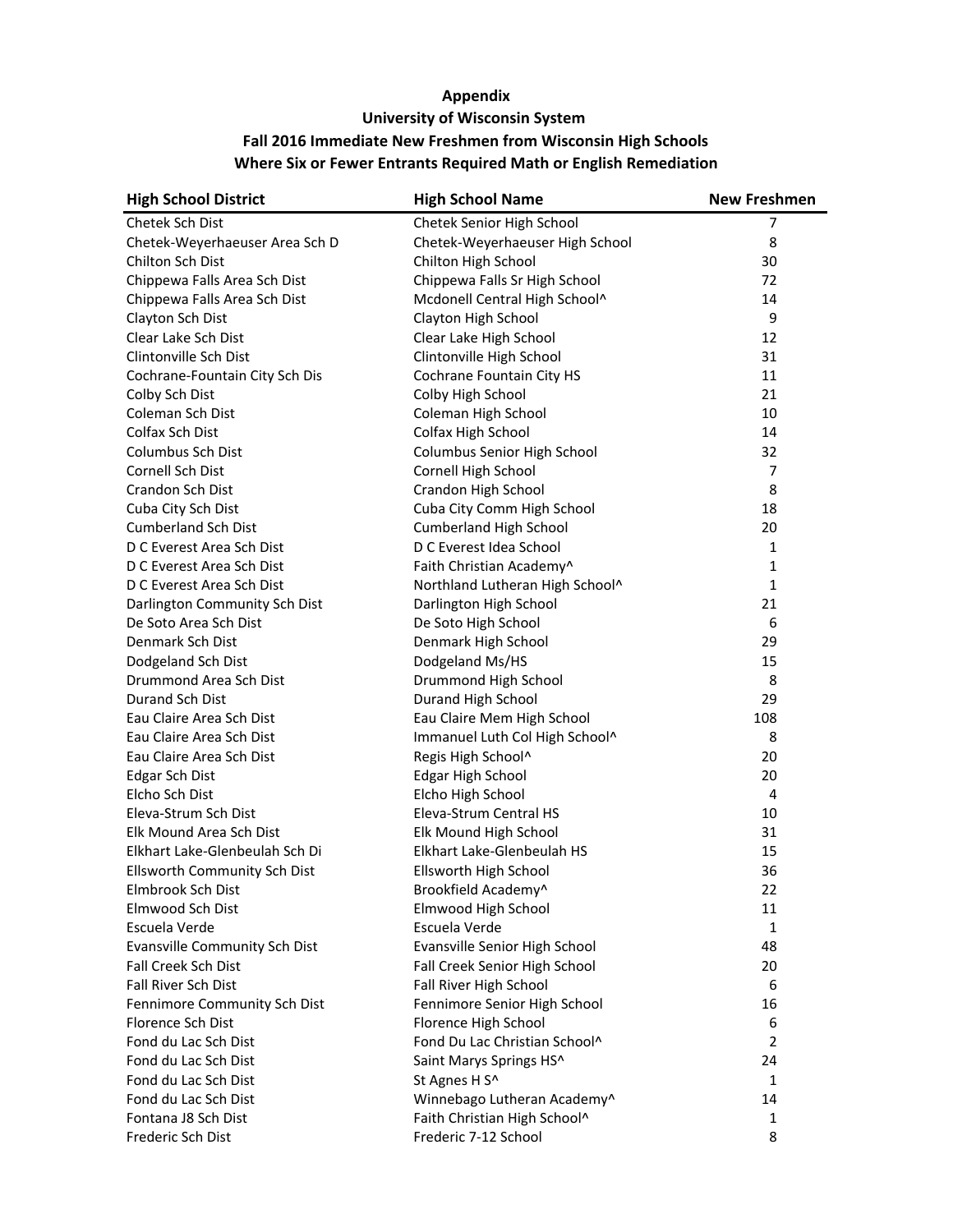**Appendix**
**University of Wisconsin System**
**Fall 2016 Immediate New Freshmen from Wisconsin High Schools**
**Where Six or Fewer Entrants Required Math or English Remediation**

| High School District | High School Name | New Freshmen |
|---|---|---|
| Chetek Sch Dist | Chetek Senior High School | 7 |
| Chetek-Weyerhaeuser Area Sch D | Chetek-Weyerhaeuser High School | 8 |
| Chilton Sch Dist | Chilton High School | 30 |
| Chippewa Falls Area Sch Dist | Chippewa Falls Sr High School | 72 |
| Chippewa Falls Area Sch Dist | Mcdonell Central High School^ | 14 |
| Clayton Sch Dist | Clayton High School | 9 |
| Clear Lake Sch Dist | Clear Lake High School | 12 |
| Clintonville Sch Dist | Clintonville High School | 31 |
| Cochrane-Fountain City Sch Dis | Cochrane Fountain City HS | 11 |
| Colby Sch Dist | Colby High School | 21 |
| Coleman Sch Dist | Coleman High School | 10 |
| Colfax Sch Dist | Colfax High School | 14 |
| Columbus Sch Dist | Columbus Senior High School | 32 |
| Cornell Sch Dist | Cornell High School | 7 |
| Crandon Sch Dist | Crandon High School | 8 |
| Cuba City Sch Dist | Cuba City Comm High School | 18 |
| Cumberland Sch Dist | Cumberland High School | 20 |
| D C Everest Area Sch Dist | D C Everest Idea School | 1 |
| D C Everest Area Sch Dist | Faith Christian Academy^ | 1 |
| D C Everest Area Sch Dist | Northland Lutheran High School^ | 1 |
| Darlington Community Sch Dist | Darlington High School | 21 |
| De Soto Area Sch Dist | De Soto High School | 6 |
| Denmark Sch Dist | Denmark High School | 29 |
| Dodgeland Sch Dist | Dodgeland Ms/HS | 15 |
| Drummond Area Sch Dist | Drummond High School | 8 |
| Durand Sch Dist | Durand High School | 29 |
| Eau Claire Area Sch Dist | Eau Claire Mem High School | 108 |
| Eau Claire Area Sch Dist | Immanuel Luth Col High School^ | 8 |
| Eau Claire Area Sch Dist | Regis High School^ | 20 |
| Edgar Sch Dist | Edgar High School | 20 |
| Elcho Sch Dist | Elcho High School | 4 |
| Eleva-Strum Sch Dist | Eleva-Strum Central HS | 10 |
| Elk Mound Area Sch Dist | Elk Mound High School | 31 |
| Elkhart Lake-Glenbeulah Sch Di | Elkhart Lake-Glenbeulah HS | 15 |
| Ellsworth Community Sch Dist | Ellsworth High School | 36 |
| Elmbrook Sch Dist | Brookfield Academy^ | 22 |
| Elmwood Sch Dist | Elmwood High School | 11 |
| Escuela Verde | Escuela Verde | 1 |
| Evansville Community Sch Dist | Evansville Senior High School | 48 |
| Fall Creek Sch Dist | Fall Creek Senior High School | 20 |
| Fall River Sch Dist | Fall River High School | 6 |
| Fennimore Community Sch Dist | Fennimore Senior High School | 16 |
| Florence Sch Dist | Florence High School | 6 |
| Fond du Lac Sch Dist | Fond Du Lac Christian School^ | 2 |
| Fond du Lac Sch Dist | Saint Marys Springs HS^ | 24 |
| Fond du Lac Sch Dist | St Agnes H S^ | 1 |
| Fond du Lac Sch Dist | Winnebago Lutheran Academy^ | 14 |
| Fontana J8 Sch Dist | Faith Christian High School^ | 1 |
| Frederic Sch Dist | Frederic 7-12 School | 8 |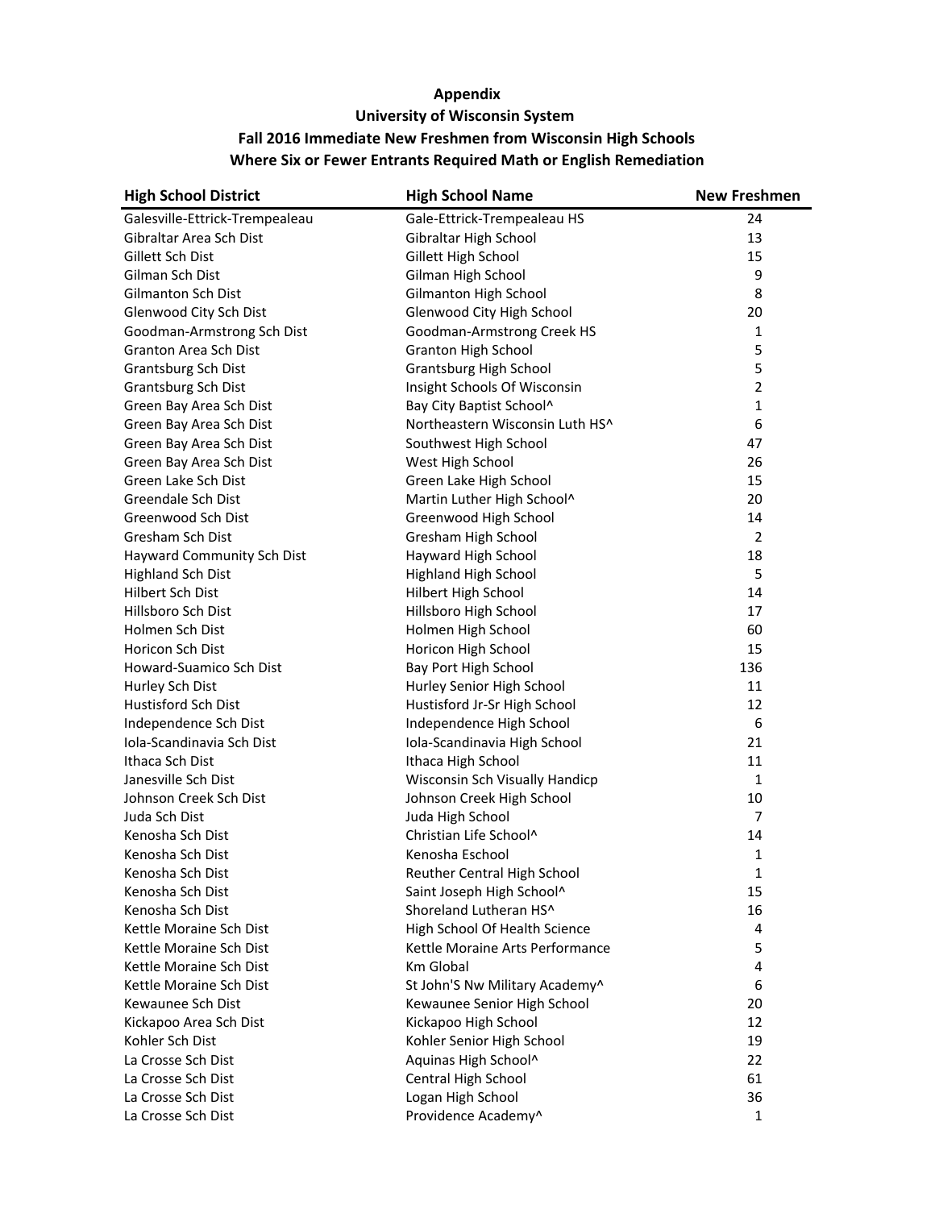**Appendix**

**University of Wisconsin System**

**Fall 2016 Immediate New Freshmen from Wisconsin High Schools**

**Where Six or Fewer Entrants Required Math or English Remediation**

| High School District | High School Name | New Freshmen |
|---|---|---|
| Galesville-Ettrick-Trempealeau | Gale-Ettrick-Trempealeau HS | 24 |
| Gibraltar Area Sch Dist | Gibraltar High School | 13 |
| Gillett Sch Dist | Gillett High School | 15 |
| Gilman Sch Dist | Gilman High School | 9 |
| Gilmanton Sch Dist | Gilmanton High School | 8 |
| Glenwood City Sch Dist | Glenwood City High School | 20 |
| Goodman-Armstrong Sch Dist | Goodman-Armstrong Creek HS | 1 |
| Granton Area Sch Dist | Granton High School | 5 |
| Grantsburg Sch Dist | Grantsburg High School | 5 |
| Grantsburg Sch Dist | Insight Schools Of Wisconsin | 2 |
| Green Bay Area Sch Dist | Bay City Baptist School^ | 1 |
| Green Bay Area Sch Dist | Northeastern Wisconsin Luth HS^ | 6 |
| Green Bay Area Sch Dist | Southwest High School | 47 |
| Green Bay Area Sch Dist | West High School | 26 |
| Green Lake Sch Dist | Green Lake High School | 15 |
| Greendale Sch Dist | Martin Luther High School^ | 20 |
| Greenwood Sch Dist | Greenwood High School | 14 |
| Gresham Sch Dist | Gresham High School | 2 |
| Hayward Community Sch Dist | Hayward High School | 18 |
| Highland Sch Dist | Highland High School | 5 |
| Hilbert Sch Dist | Hilbert High School | 14 |
| Hillsboro Sch Dist | Hillsboro High School | 17 |
| Holmen Sch Dist | Holmen High School | 60 |
| Horicon Sch Dist | Horicon High School | 15 |
| Howard-Suamico Sch Dist | Bay Port High School | 136 |
| Hurley Sch Dist | Hurley Senior High School | 11 |
| Hustisford Sch Dist | Hustisford Jr-Sr High School | 12 |
| Independence Sch Dist | Independence High School | 6 |
| Iola-Scandinavia Sch Dist | Iola-Scandinavia High School | 21 |
| Ithaca Sch Dist | Ithaca High School | 11 |
| Janesville Sch Dist | Wisconsin Sch Visually Handicp | 1 |
| Johnson Creek Sch Dist | Johnson Creek High School | 10 |
| Juda Sch Dist | Juda High School | 7 |
| Kenosha Sch Dist | Christian Life School^ | 14 |
| Kenosha Sch Dist | Kenosha Eschool | 1 |
| Kenosha Sch Dist | Reuther Central High School | 1 |
| Kenosha Sch Dist | Saint Joseph High School^ | 15 |
| Kenosha Sch Dist | Shoreland Lutheran HS^ | 16 |
| Kettle Moraine Sch Dist | High School Of Health Science | 4 |
| Kettle Moraine Sch Dist | Kettle Moraine Arts Performance | 5 |
| Kettle Moraine Sch Dist | Km Global | 4 |
| Kettle Moraine Sch Dist | St John'S Nw Military Academy^ | 6 |
| Kewaunee Sch Dist | Kewaunee Senior High School | 20 |
| Kickapoo Area Sch Dist | Kickapoo High School | 12 |
| Kohler Sch Dist | Kohler Senior High School | 19 |
| La Crosse Sch Dist | Aquinas High School^ | 22 |
| La Crosse Sch Dist | Central High School | 61 |
| La Crosse Sch Dist | Logan High School | 36 |
| La Crosse Sch Dist | Providence Academy^ | 1 |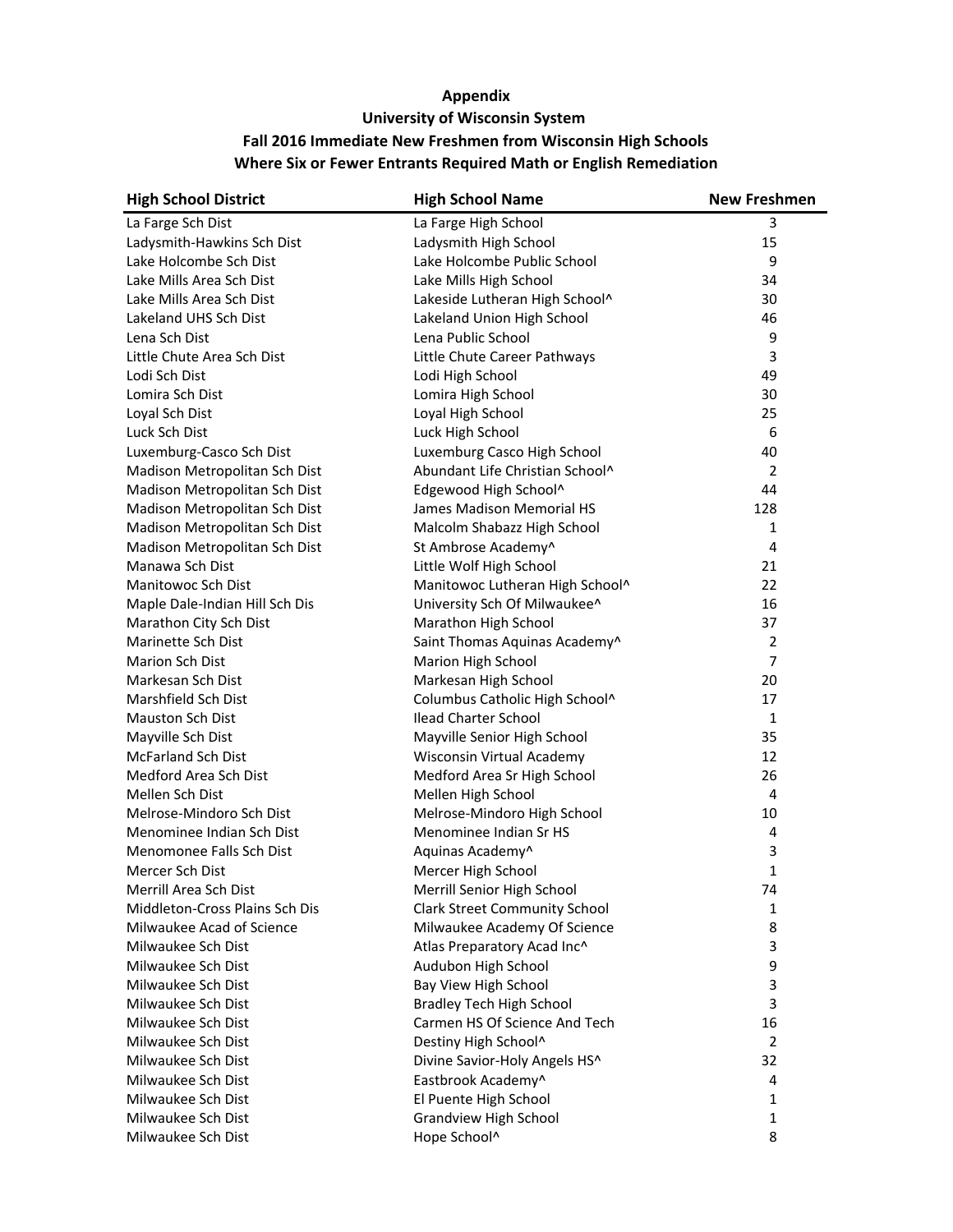**Appendix**
**University of Wisconsin System**
**Fall 2016 Immediate New Freshmen from Wisconsin High Schools**
**Where Six or Fewer Entrants Required Math or English Remediation**

| High School District | High School Name | New Freshmen |
|---|---|---|
| La Farge Sch Dist | La Farge High School | 3 |
| Ladysmith-Hawkins Sch Dist | Ladysmith High School | 15 |
| Lake Holcombe Sch Dist | Lake Holcombe Public School | 9 |
| Lake Mills Area Sch Dist | Lake Mills High School | 34 |
| Lake Mills Area Sch Dist | Lakeside Lutheran High School^ | 30 |
| Lakeland UHS Sch Dist | Lakeland Union High School | 46 |
| Lena Sch Dist | Lena Public School | 9 |
| Little Chute Area Sch Dist | Little Chute Career Pathways | 3 |
| Lodi Sch Dist | Lodi High School | 49 |
| Lomira Sch Dist | Lomira High School | 30 |
| Loyal Sch Dist | Loyal High School | 25 |
| Luck Sch Dist | Luck High School | 6 |
| Luxemburg-Casco Sch Dist | Luxemburg Casco High School | 40 |
| Madison Metropolitan Sch Dist | Abundant Life Christian School^ | 2 |
| Madison Metropolitan Sch Dist | Edgewood High School^ | 44 |
| Madison Metropolitan Sch Dist | James Madison Memorial HS | 128 |
| Madison Metropolitan Sch Dist | Malcolm Shabazz High School | 1 |
| Madison Metropolitan Sch Dist | St Ambrose Academy^ | 4 |
| Manawa Sch Dist | Little Wolf High School | 21 |
| Manitowoc Sch Dist | Manitowoc Lutheran High School^ | 22 |
| Maple Dale-Indian Hill Sch Dis | University Sch Of Milwaukee^ | 16 |
| Marathon City Sch Dist | Marathon High School | 37 |
| Marinette Sch Dist | Saint Thomas Aquinas Academy^ | 2 |
| Marion Sch Dist | Marion High School | 7 |
| Markesan Sch Dist | Markesan High School | 20 |
| Marshfield Sch Dist | Columbus Catholic High School^ | 17 |
| Mauston Sch Dist | Ilead Charter School | 1 |
| Mayville Sch Dist | Mayville Senior High School | 35 |
| McFarland Sch Dist | Wisconsin Virtual Academy | 12 |
| Medford Area Sch Dist | Medford Area Sr High School | 26 |
| Mellen Sch Dist | Mellen High School | 4 |
| Melrose-Mindoro Sch Dist | Melrose-Mindoro High School | 10 |
| Menominee Indian Sch Dist | Menominee Indian Sr HS | 4 |
| Menomonee Falls Sch Dist | Aquinas Academy^ | 3 |
| Mercer Sch Dist | Mercer High School | 1 |
| Merrill Area Sch Dist | Merrill Senior High School | 74 |
| Middleton-Cross Plains Sch Dis | Clark Street Community School | 1 |
| Milwaukee Acad of Science | Milwaukee Academy Of Science | 8 |
| Milwaukee Sch Dist | Atlas Preparatory Acad Inc^ | 3 |
| Milwaukee Sch Dist | Audubon High School | 9 |
| Milwaukee Sch Dist | Bay View High School | 3 |
| Milwaukee Sch Dist | Bradley Tech High School | 3 |
| Milwaukee Sch Dist | Carmen HS Of Science And Tech | 16 |
| Milwaukee Sch Dist | Destiny High School^ | 2 |
| Milwaukee Sch Dist | Divine Savior-Holy Angels HS^ | 32 |
| Milwaukee Sch Dist | Eastbrook Academy^ | 4 |
| Milwaukee Sch Dist | El Puente High School | 1 |
| Milwaukee Sch Dist | Grandview High School | 1 |
| Milwaukee Sch Dist | Hope School^ | 8 |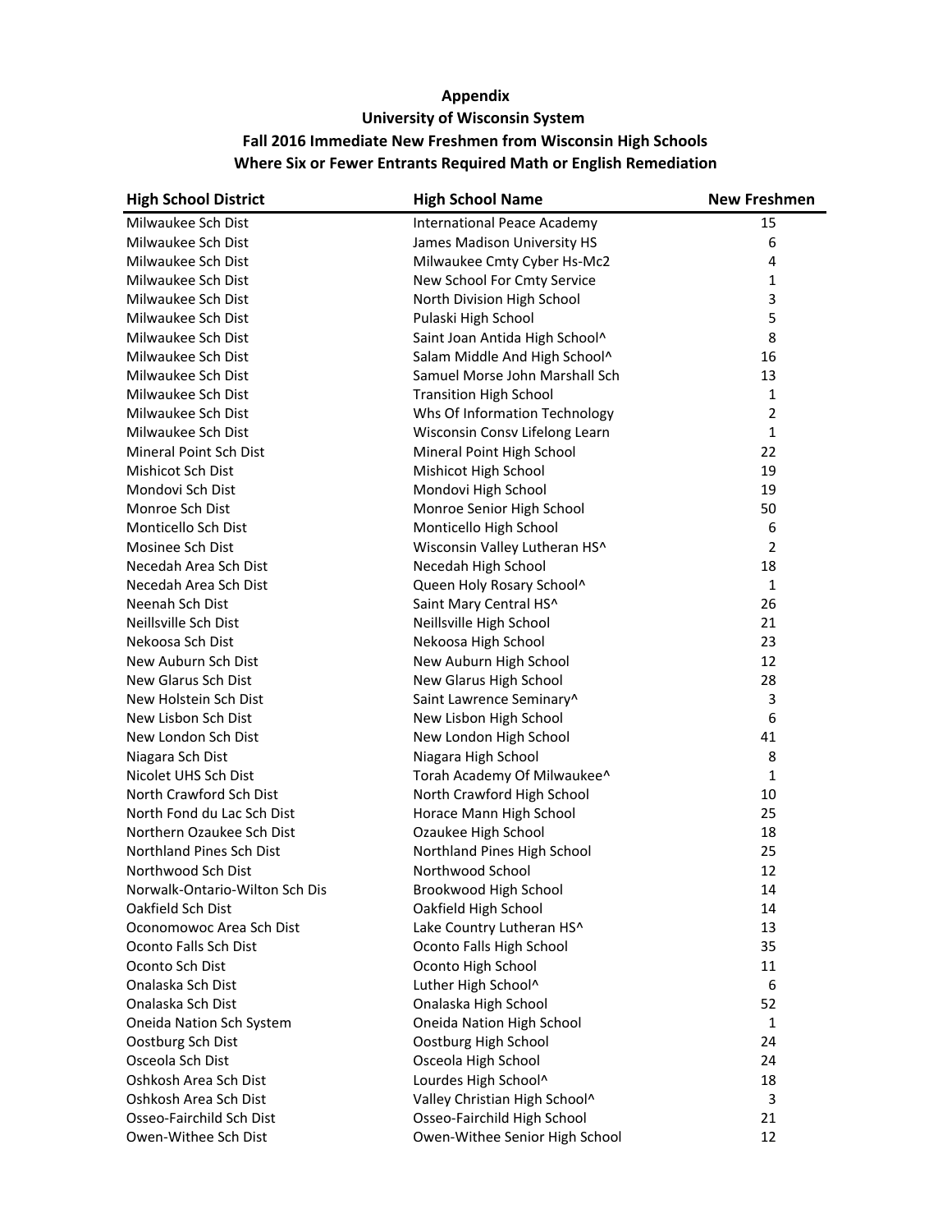**Appendix**

**University of Wisconsin System**

**Fall 2016 Immediate New Freshmen from Wisconsin High Schools**

**Where Six or Fewer Entrants Required Math or English Remediation**

| High School District | High School Name | New Freshmen |
|---|---|---|
| Milwaukee Sch Dist | International Peace Academy | 15 |
| Milwaukee Sch Dist | James Madison University HS | 6 |
| Milwaukee Sch Dist | Milwaukee Cmty Cyber Hs-Mc2 | 4 |
| Milwaukee Sch Dist | New School For Cmty Service | 1 |
| Milwaukee Sch Dist | North Division High School | 3 |
| Milwaukee Sch Dist | Pulaski High School | 5 |
| Milwaukee Sch Dist | Saint Joan Antida High School^ | 8 |
| Milwaukee Sch Dist | Salam Middle And High School^ | 16 |
| Milwaukee Sch Dist | Samuel Morse John Marshall Sch | 13 |
| Milwaukee Sch Dist | Transition High School | 1 |
| Milwaukee Sch Dist | Whs Of Information Technology | 2 |
| Milwaukee Sch Dist | Wisconsin Consv Lifelong Learn | 1 |
| Mineral Point Sch Dist | Mineral Point High School | 22 |
| Mishicot Sch Dist | Mishicot High School | 19 |
| Mondovi Sch Dist | Mondovi High School | 19 |
| Monroe Sch Dist | Monroe Senior High School | 50 |
| Monticello Sch Dist | Monticello High School | 6 |
| Mosinee Sch Dist | Wisconsin Valley Lutheran HS^ | 2 |
| Necedah Area Sch Dist | Necedah High School | 18 |
| Necedah Area Sch Dist | Queen Holy Rosary School^ | 1 |
| Neenah Sch Dist | Saint Mary Central HS^ | 26 |
| Neillsville Sch Dist | Neillsville High School | 21 |
| Nekoosa Sch Dist | Nekoosa High School | 23 |
| New Auburn Sch Dist | New Auburn High School | 12 |
| New Glarus Sch Dist | New Glarus High School | 28 |
| New Holstein Sch Dist | Saint Lawrence Seminary^ | 3 |
| New Lisbon Sch Dist | New Lisbon High School | 6 |
| New London Sch Dist | New London High School | 41 |
| Niagara Sch Dist | Niagara High School | 8 |
| Nicolet UHS Sch Dist | Torah Academy Of Milwaukee^ | 1 |
| North Crawford Sch Dist | North Crawford High School | 10 |
| North Fond du Lac Sch Dist | Horace Mann High School | 25 |
| Northern Ozaukee Sch Dist | Ozaukee High School | 18 |
| Northland Pines Sch Dist | Northland Pines High School | 25 |
| Northwood Sch Dist | Northwood School | 12 |
| Norwalk-Ontario-Wilton Sch Dis | Brookwood High School | 14 |
| Oakfield Sch Dist | Oakfield High School | 14 |
| Oconomowoc Area Sch Dist | Lake Country Lutheran HS^ | 13 |
| Oconto Falls Sch Dist | Oconto Falls High School | 35 |
| Oconto Sch Dist | Oconto High School | 11 |
| Onalaska Sch Dist | Luther High School^ | 6 |
| Onalaska Sch Dist | Onalaska High School | 52 |
| Oneida Nation Sch System | Oneida Nation High School | 1 |
| Oostburg Sch Dist | Oostburg High School | 24 |
| Osceola Sch Dist | Osceola High School | 24 |
| Oshkosh Area Sch Dist | Lourdes High School^ | 18 |
| Oshkosh Area Sch Dist | Valley Christian High School^ | 3 |
| Osseo-Fairchild Sch Dist | Osseo-Fairchild High School | 21 |
| Owen-Withee Sch Dist | Owen-Withee Senior High School | 12 |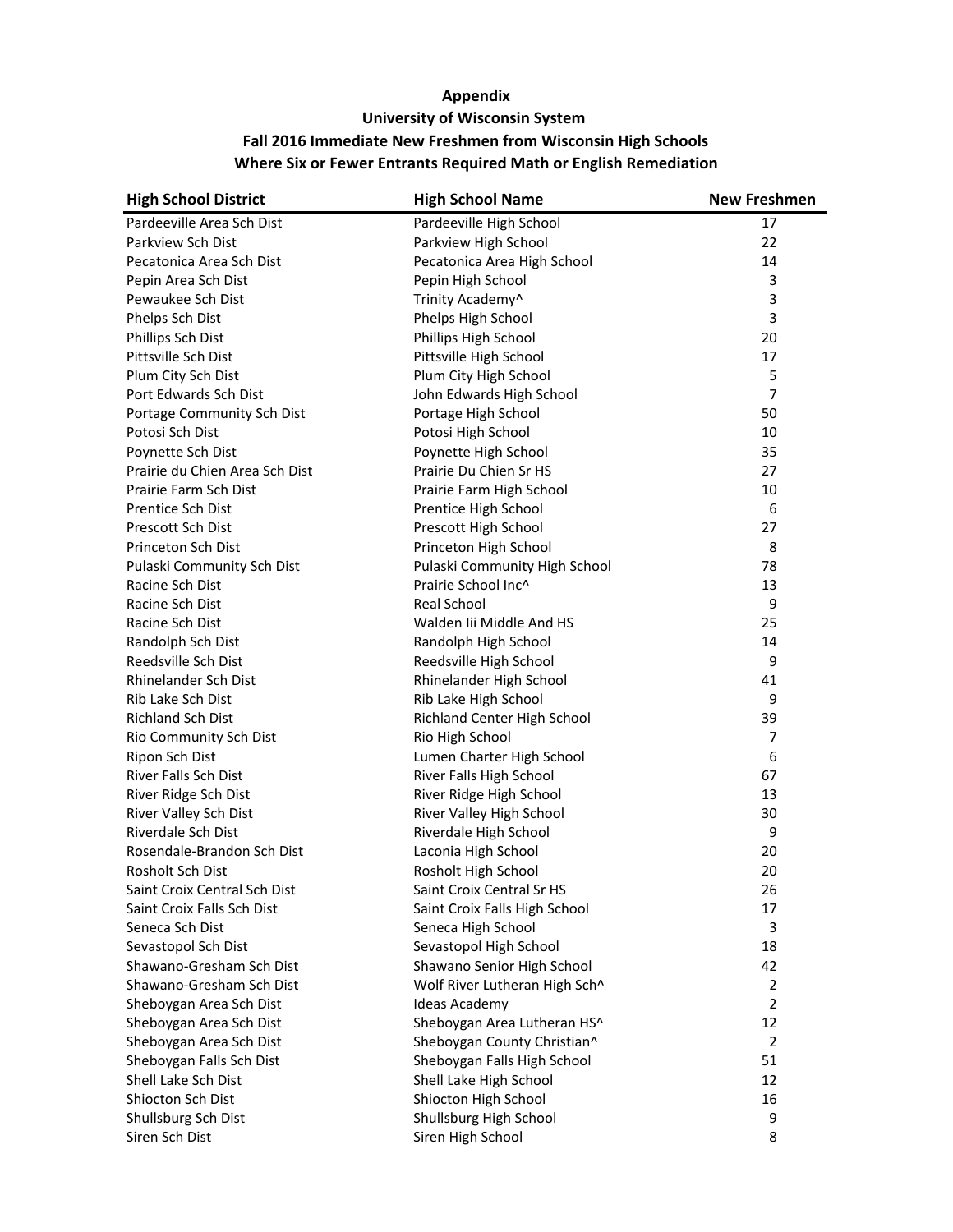**Appendix**

**University of Wisconsin System**

**Fall 2016 Immediate New Freshmen from Wisconsin High Schools**

**Where Six or Fewer Entrants Required Math or English Remediation**

| High School District | High School Name | New Freshmen |
|---|---|---|
| Pardeeville Area Sch Dist | Pardeeville High School | 17 |
| Parkview Sch Dist | Parkview High School | 22 |
| Pecatonica Area Sch Dist | Pecatonica Area High School | 14 |
| Pepin Area Sch Dist | Pepin High School | 3 |
| Pewaukee Sch Dist | Trinity Academy^ | 3 |
| Phelps Sch Dist | Phelps High School | 3 |
| Phillips Sch Dist | Phillips High School | 20 |
| Pittsville Sch Dist | Pittsville High School | 17 |
| Plum City Sch Dist | Plum City High School | 5 |
| Port Edwards Sch Dist | John Edwards High School | 7 |
| Portage Community Sch Dist | Portage High School | 50 |
| Potosi Sch Dist | Potosi High School | 10 |
| Poynette Sch Dist | Poynette High School | 35 |
| Prairie du Chien Area Sch Dist | Prairie Du Chien Sr HS | 27 |
| Prairie Farm Sch Dist | Prairie Farm High School | 10 |
| Prentice Sch Dist | Prentice High School | 6 |
| Prescott Sch Dist | Prescott High School | 27 |
| Princeton Sch Dist | Princeton High School | 8 |
| Pulaski Community Sch Dist | Pulaski Community High School | 78 |
| Racine Sch Dist | Prairie School Inc^ | 13 |
| Racine Sch Dist | Real School | 9 |
| Racine Sch Dist | Walden Iii Middle And HS | 25 |
| Randolph Sch Dist | Randolph High School | 14 |
| Reedsville Sch Dist | Reedsville High School | 9 |
| Rhinelander Sch Dist | Rhinelander High School | 41 |
| Rib Lake Sch Dist | Rib Lake High School | 9 |
| Richland Sch Dist | Richland Center High School | 39 |
| Rio Community Sch Dist | Rio High School | 7 |
| Ripon Sch Dist | Lumen Charter High School | 6 |
| River Falls Sch Dist | River Falls High School | 67 |
| River Ridge Sch Dist | River Ridge High School | 13 |
| River Valley Sch Dist | River Valley High School | 30 |
| Riverdale Sch Dist | Riverdale High School | 9 |
| Rosendale-Brandon Sch Dist | Laconia High School | 20 |
| Rosholt Sch Dist | Rosholt High School | 20 |
| Saint Croix Central Sch Dist | Saint Croix Central Sr HS | 26 |
| Saint Croix Falls Sch Dist | Saint Croix Falls High School | 17 |
| Seneca Sch Dist | Seneca High School | 3 |
| Sevastopol Sch Dist | Sevastopol High School | 18 |
| Shawano-Gresham Sch Dist | Shawano Senior High School | 42 |
| Shawano-Gresham Sch Dist | Wolf River Lutheran High Sch^ | 2 |
| Sheboygan Area Sch Dist | Ideas Academy | 2 |
| Sheboygan Area Sch Dist | Sheboygan Area Lutheran HS^ | 12 |
| Sheboygan Area Sch Dist | Sheboygan County Christian^ | 2 |
| Sheboygan Falls Sch Dist | Sheboygan Falls High School | 51 |
| Shell Lake Sch Dist | Shell Lake High School | 12 |
| Shiocton Sch Dist | Shiocton High School | 16 |
| Shullsburg Sch Dist | Shullsburg High School | 9 |
| Siren Sch Dist | Siren High School | 8 |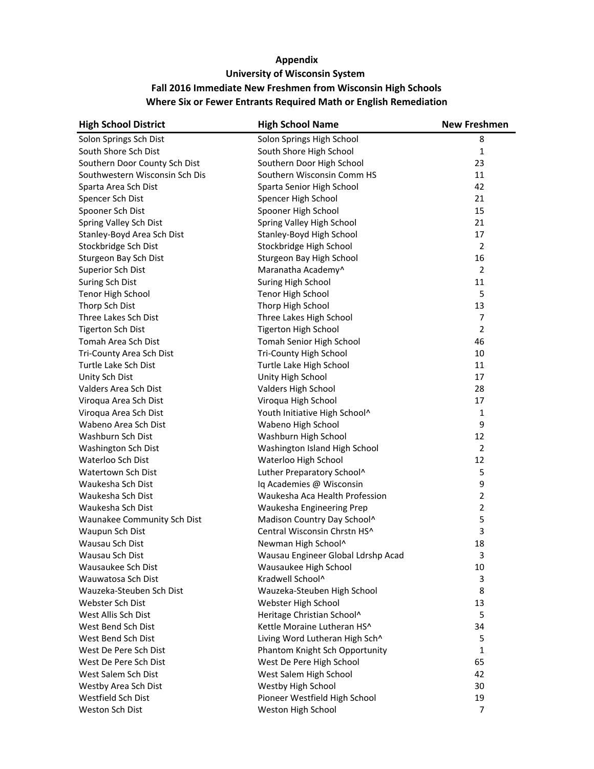## Appendix

## University of Wisconsin System

## Fall 2016 Immediate New Freshmen from Wisconsin High Schools

## Where Six or Fewer Entrants Required Math or English Remediation

| High School District | High School Name | New Freshmen |
|---|---|---|
| Solon Springs Sch Dist | Solon Springs High School | 8 |
| South Shore Sch Dist | South Shore High School | 1 |
| Southern Door County Sch Dist | Southern Door High School | 23 |
| Southwestern Wisconsin Sch Dis | Southern Wisconsin Comm HS | 11 |
| Sparta Area Sch Dist | Sparta Senior High School | 42 |
| Spencer Sch Dist | Spencer High School | 21 |
| Spooner Sch Dist | Spooner High School | 15 |
| Spring Valley Sch Dist | Spring Valley High School | 21 |
| Stanley-Boyd Area Sch Dist | Stanley-Boyd High School | 17 |
| Stockbridge Sch Dist | Stockbridge High School | 2 |
| Sturgeon Bay Sch Dist | Sturgeon Bay High School | 16 |
| Superior Sch Dist | Maranatha Academy^ | 2 |
| Suring Sch Dist | Suring High School | 11 |
| Tenor High School | Tenor High School | 5 |
| Thorp Sch Dist | Thorp High School | 13 |
| Three Lakes Sch Dist | Three Lakes High School | 7 |
| Tigerton Sch Dist | Tigerton High School | 2 |
| Tomah Area Sch Dist | Tomah Senior High School | 46 |
| Tri-County Area Sch Dist | Tri-County High School | 10 |
| Turtle Lake Sch Dist | Turtle Lake High School | 11 |
| Unity Sch Dist | Unity High School | 17 |
| Valders Area Sch Dist | Valders High School | 28 |
| Viroqua Area Sch Dist | Viroqua High School | 17 |
| Viroqua Area Sch Dist | Youth Initiative High School^ | 1 |
| Wabeno Area Sch Dist | Wabeno High School | 9 |
| Washburn Sch Dist | Washburn High School | 12 |
| Washington Sch Dist | Washington Island High School | 2 |
| Waterloo Sch Dist | Waterloo High School | 12 |
| Watertown Sch Dist | Luther Preparatory School^ | 5 |
| Waukesha Sch Dist | Iq Academies @ Wisconsin | 9 |
| Waukesha Sch Dist | Waukesha Aca Health Profession | 2 |
| Waukesha Sch Dist | Waukesha Engineering Prep | 2 |
| Waunakee Community Sch Dist | Madison Country Day School^ | 5 |
| Waupun Sch Dist | Central Wisconsin Chrstn HS^ | 3 |
| Wausau Sch Dist | Newman High School^ | 18 |
| Wausau Sch Dist | Wausau Engineer Global Ldrshp Acad | 3 |
| Wausaukee Sch Dist | Wausaukee High School | 10 |
| Wauwatosa Sch Dist | Kradwell School^ | 3 |
| Wauzeka-Steuben Sch Dist | Wauzeka-Steuben High School | 8 |
| Webster Sch Dist | Webster High School | 13 |
| West Allis Sch Dist | Heritage Christian School^ | 5 |
| West Bend Sch Dist | Kettle Moraine Lutheran HS^ | 34 |
| West Bend Sch Dist | Living Word Lutheran High Sch^ | 5 |
| West De Pere Sch Dist | Phantom Knight Sch Opportunity | 1 |
| West De Pere Sch Dist | West De Pere High School | 65 |
| West Salem Sch Dist | West Salem High School | 42 |
| Westby Area Sch Dist | Westby High School | 30 |
| Westfield Sch Dist | Pioneer Westfield High School | 19 |
| Weston Sch Dist | Weston High School | 7 |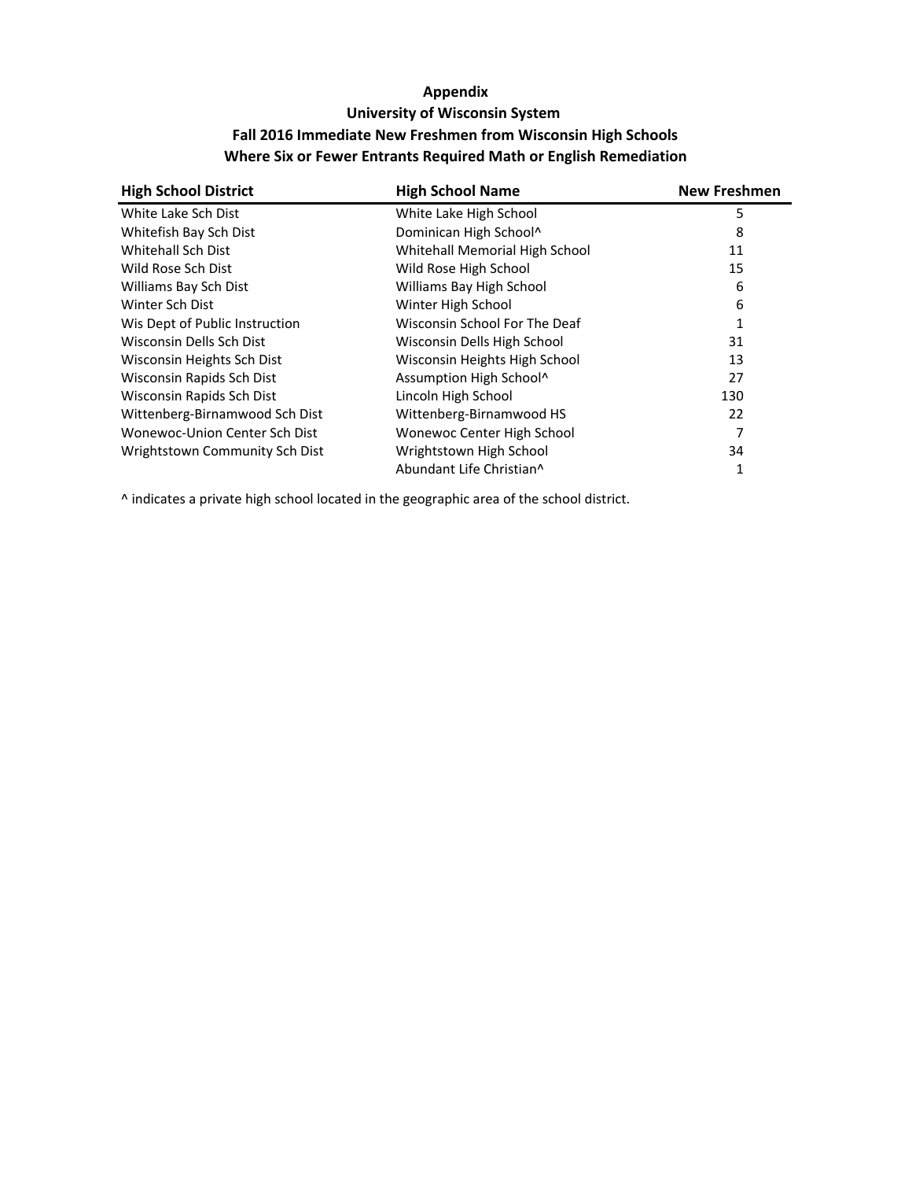**Appendix**

**University of Wisconsin System**

**Fall 2016 Immediate New Freshmen from Wisconsin High Schools**

**Where Six or Fewer Entrants Required Math or English Remediation**

| High School District | High School Name | New Freshmen |
|---|---|---|
| White Lake Sch Dist | White Lake High School | 5 |
| Whitefish Bay Sch Dist | Dominican High School^ | 8 |
| Whitehall Sch Dist | Whitehall Memorial High School | 11 |
| Wild Rose Sch Dist | Wild Rose High School | 15 |
| Williams Bay Sch Dist | Williams Bay High School | 6 |
| Winter Sch Dist | Winter High School | 6 |
| Wis Dept of Public Instruction | Wisconsin School For The Deaf | 1 |
| Wisconsin Dells Sch Dist | Wisconsin Dells High School | 31 |
| Wisconsin Heights Sch Dist | Wisconsin Heights High School | 13 |
| Wisconsin Rapids Sch Dist | Assumption High School^ | 27 |
| Wisconsin Rapids Sch Dist | Lincoln High School | 130 |
| Wittenberg-Birnamwood Sch Dist | Wittenberg-Birnamwood HS | 22 |
| Wonewoc-Union Center Sch Dist | Wonewoc Center High School | 7 |
| Wrightstown Community Sch Dist | Wrightstown High School | 34 |
| | Abundant Life Christian^ | 1 |

^ indicates a private high school located in the geographic area of the school district.